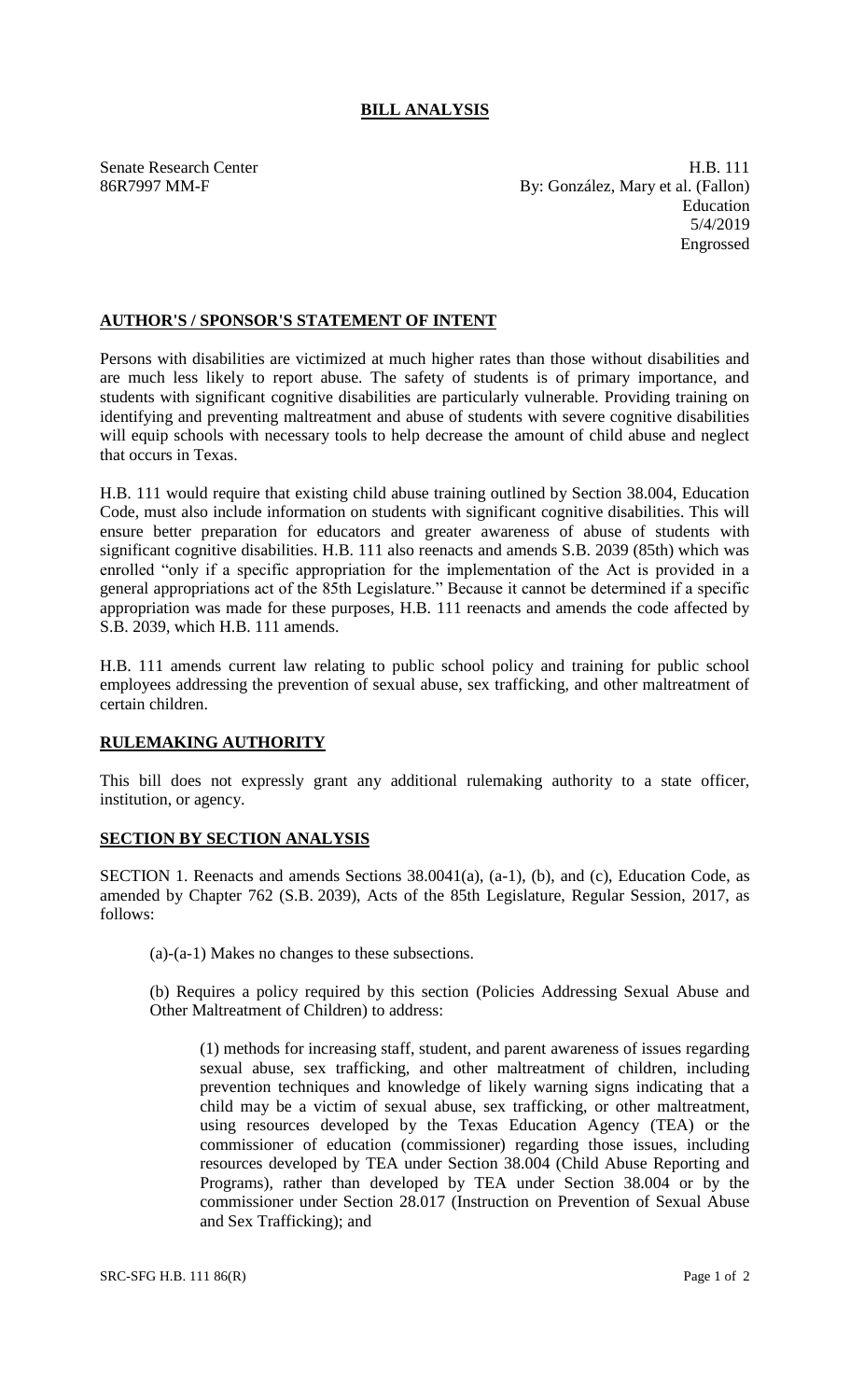# BILL ANALYSIS

Senate Research Center
86R7997 MM-F

H.B. 111
By: González, Mary et al. (Fallon)
Education
5/4/2019
Engrossed

## AUTHOR'S / SPONSOR'S STATEMENT OF INTENT

Persons with disabilities are victimized at much higher rates than those without disabilities and are much less likely to report abuse. The safety of students is of primary importance, and students with significant cognitive disabilities are particularly vulnerable. Providing training on identifying and preventing maltreatment and abuse of students with severe cognitive disabilities will equip schools with necessary tools to help decrease the amount of child abuse and neglect that occurs in Texas.

H.B. 111 would require that existing child abuse training outlined by Section 38.004, Education Code, must also include information on students with significant cognitive disabilities. This will ensure better preparation for educators and greater awareness of abuse of students with significant cognitive disabilities. H.B. 111 also reenacts and amends S.B. 2039 (85th) which was enrolled "only if a specific appropriation for the implementation of the Act is provided in a general appropriations act of the 85th Legislature." Because it cannot be determined if a specific appropriation was made for these purposes, H.B. 111 reenacts and amends the code affected by S.B. 2039, which H.B. 111 amends.

H.B. 111 amends current law relating to public school policy and training for public school employees addressing the prevention of sexual abuse, sex trafficking, and other maltreatment of certain children.

## RULEMAKING AUTHORITY

This bill does not expressly grant any additional rulemaking authority to a state officer, institution, or agency.

## SECTION BY SECTION ANALYSIS

SECTION 1. Reenacts and amends Sections 38.0041(a), (a-1), (b), and (c), Education Code, as amended by Chapter 762 (S.B. 2039), Acts of the 85th Legislature, Regular Session, 2017, as follows:

(a)-(a-1) Makes no changes to these subsections.

(b) Requires a policy required by this section (Policies Addressing Sexual Abuse and Other Maltreatment of Children) to address:

(1) methods for increasing staff, student, and parent awareness of issues regarding sexual abuse, sex trafficking, and other maltreatment of children, including prevention techniques and knowledge of likely warning signs indicating that a child may be a victim of sexual abuse, sex trafficking, or other maltreatment, using resources developed by the Texas Education Agency (TEA) or the commissioner of education (commissioner) regarding those issues, including resources developed by TEA under Section 38.004 (Child Abuse Reporting and Programs), rather than developed by TEA under Section 38.004 or by the commissioner under Section 28.017 (Instruction on Prevention of Sexual Abuse and Sex Trafficking); and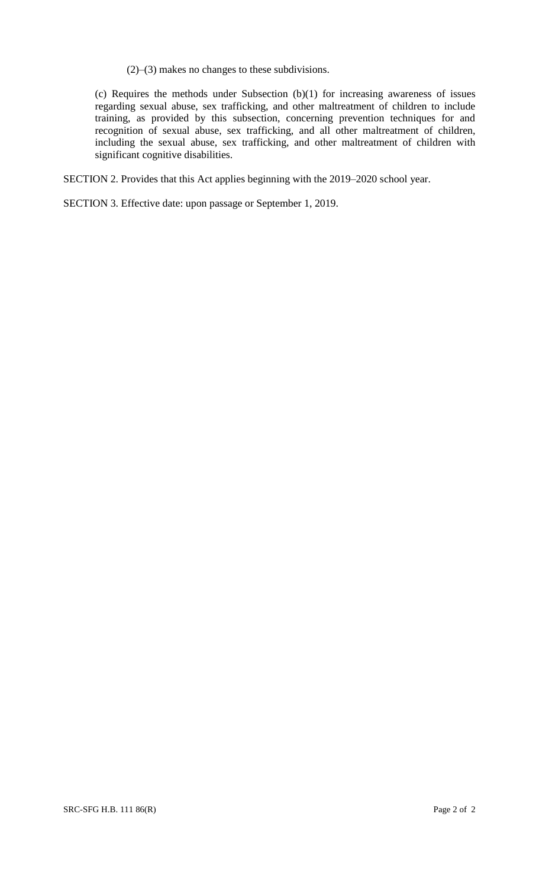(2)–(3) makes no changes to these subdivisions.

(c) Requires the methods under Subsection (b)(1) for increasing awareness of issues regarding sexual abuse, sex trafficking, and other maltreatment of children to include training, as provided by this subsection, concerning prevention techniques for and recognition of sexual abuse, sex trafficking, and all other maltreatment of children, including the sexual abuse, sex trafficking, and other maltreatment of children with significant cognitive disabilities.

SECTION 2. Provides that this Act applies beginning with the 2019–2020 school year.

SECTION 3. Effective date: upon passage or September 1, 2019.